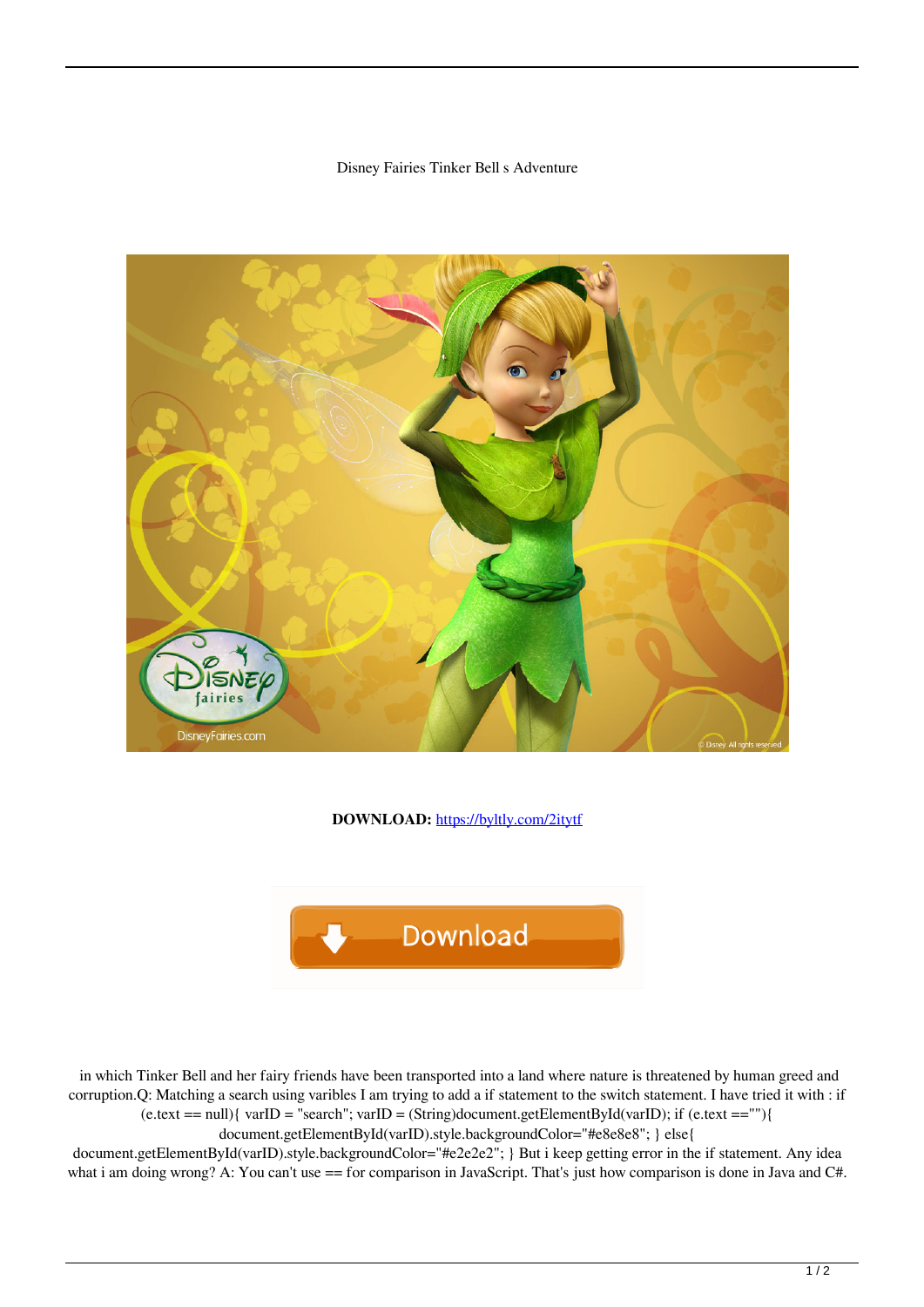Disney Fairies Tinker Bell s Adventure

**DOWNLOAD:** https://byltly.com/2itytf

in which Tinker Bell and her fairy friends have been transported into a land where nature is threatened by human greed and corruption.Q: Matching a search using varibles I am trying to add a if statement to the switch statement. I have tried it with : if (e.text == null){ varID = "search"; varID = (String)document.getElementById(varID); if (e.text ==""){ document.getElementById(varID).style.backgroundColor="#e8e8e8"; } else{ document.getElementById(varID).style.backgroundColor="#e2e2e2"; } But i keep getting error in the if statement. Any idea what i am doing wrong? A: You can't use == for comparison in JavaScript. That's just how comparison is done in Java and C#.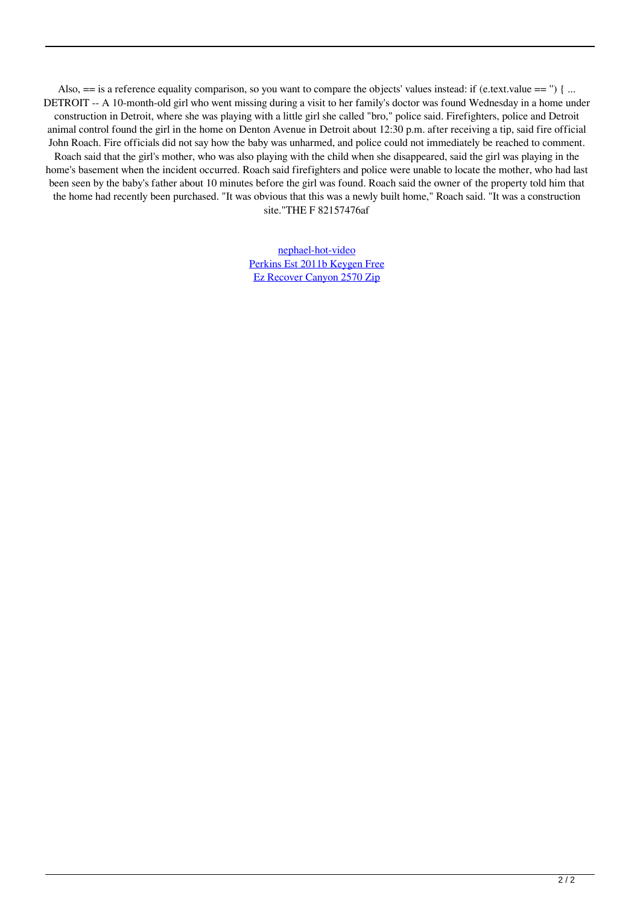Also, == is a reference equality comparison, so you want to compare the objects' values instead: if (e.text.value == '') { ... DETROIT -- A 10-month-old girl who went missing during a visit to her family's doctor was found Wednesday in a home under construction in Detroit, where she was playing with a little girl she called "bro," police said. Firefighters, police and Detroit animal control found the girl in the home on Denton Avenue in Detroit about 12:30 p.m. after receiving a tip, said fire official John Roach. Fire officials did not say how the baby was unharmed, and police could not immediately be reached to comment. Roach said that the girl's mother, who was also playing with the child when she disappeared, said the girl was playing in the home's basement when the incident occurred. Roach said firefighters and police were unable to locate the mother, who had last been seen by the baby's father about 10 minutes before the girl was found. Roach said the owner of the property told him that the home had recently been purchased. "It was obvious that this was a newly built home," Roach said. "It was a construction site."THE F 82157476af

nephael-hot-video
Perkins Est 2011b Keygen Free
Ez Recover Canyon 2570 Zip